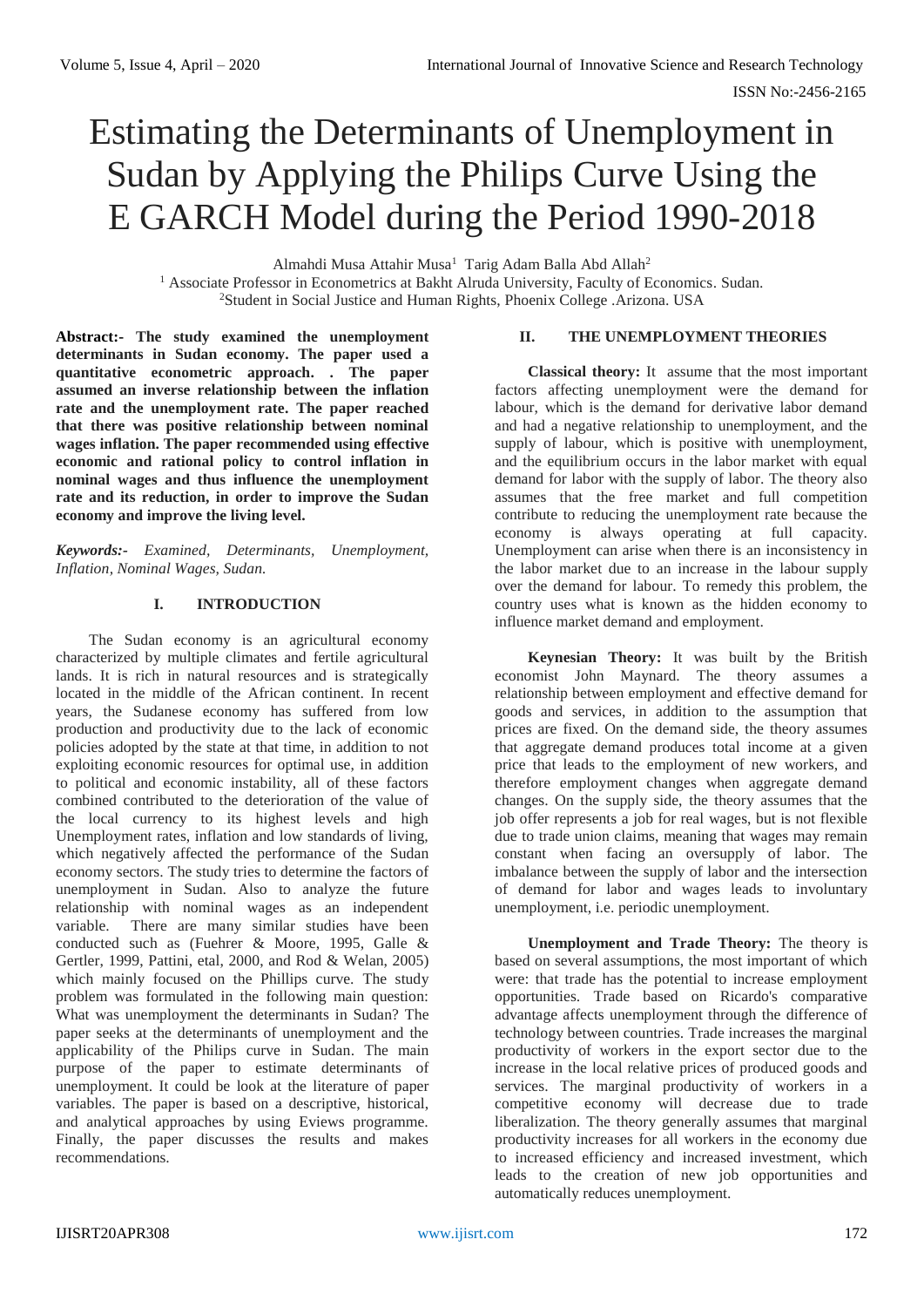# Estimating the Determinants of Unemployment in Sudan by Applying the Philips Curve Using the E GARCH Model during the Period 1990-2018

Almahdi Musa Attahir Musa[1] Tarig Adam Balla Abd Allah[2]

[1] Associate Professor in Econometrics at Bakht Alruda University, Faculty of Economics. Sudan.
[2] Student in Social Justice and Human Rights, Phoenix College .Arizona. USA

**Abstract:- The study examined the unemployment determinants in Sudan economy. The paper used a quantitative econometric approach. . The paper assumed an inverse relationship between the inflation rate and the unemployment rate. The paper reached that there was positive relationship between nominal wages inflation. The paper recommended using effective economic and rational policy to control inflation in nominal wages and thus influence the unemployment rate and its reduction, in order to improve the Sudan economy and improve the living level.**

***Keywords:-*** *Examined, Determinants, Unemployment, Inflation, Nominal Wages, Sudan.*

## I. INTRODUCTION

The Sudan economy is an agricultural economy characterized by multiple climates and fertile agricultural lands. It is rich in natural resources and is strategically located in the middle of the African continent. In recent years, the Sudanese economy has suffered from low production and productivity due to the lack of economic policies adopted by the state at that time, in addition to not exploiting economic resources for optimal use, in addition to political and economic instability, all of these factors combined contributed to the deterioration of the value of the local currency to its highest levels and high Unemployment rates, inflation and low standards of living, which negatively affected the performance of the Sudan economy sectors. The study tries to determine the factors of unemployment in Sudan. Also to analyze the future relationship with nominal wages as an independent variable. There are many similar studies have been conducted such as (Fuehrer & Moore, 1995, Galle & Gertler, 1999, Pattini, etal, 2000, and Rod & Welan, 2005) which mainly focused on the Phillips curve. The study problem was formulated in the following main question: What was unemployment the determinants in Sudan? The paper seeks at the determinants of unemployment and the applicability of the Philips curve in Sudan. The main purpose of the paper to estimate determinants of unemployment. It could be look at the literature of paper variables. The paper is based on a descriptive, historical, and analytical approaches by using Eviews programme. Finally, the paper discusses the results and makes recommendations.

## II. THE UNEMPLOYMENT THEORIES

**Classical theory:** It assume that the most important factors affecting unemployment were the demand for labour, which is the demand for derivative labor demand and had a negative relationship to unemployment, and the supply of labour, which is positive with unemployment, and the equilibrium occurs in the labor market with equal demand for labor with the supply of labor. The theory also assumes that the free market and full competition contribute to reducing the unemployment rate because the economy is always operating at full capacity. Unemployment can arise when there is an inconsistency in the labor market due to an increase in the labour supply over the demand for labour. To remedy this problem, the country uses what is known as the hidden economy to influence market demand and employment.

**Keynesian Theory:** It was built by the British economist John Maynard. The theory assumes a relationship between employment and effective demand for goods and services, in addition to the assumption that prices are fixed. On the demand side, the theory assumes that aggregate demand produces total income at a given price that leads to the employment of new workers, and therefore employment changes when aggregate demand changes. On the supply side, the theory assumes that the job offer represents a job for real wages, but is not flexible due to trade union claims, meaning that wages may remain constant when facing an oversupply of labor. The imbalance between the supply of labor and the intersection of demand for labor and wages leads to involuntary unemployment, i.e. periodic unemployment.

**Unemployment and Trade Theory:** The theory is based on several assumptions, the most important of which were: that trade has the potential to increase employment opportunities. Trade based on Ricardo's comparative advantage affects unemployment through the difference of technology between countries. Trade increases the marginal productivity of workers in the export sector due to the increase in the local relative prices of produced goods and services. The marginal productivity of workers in a competitive economy will decrease due to trade liberalization. The theory generally assumes that marginal productivity increases for all workers in the economy due to increased efficiency and increased investment, which leads to the creation of new job opportunities and automatically reduces unemployment.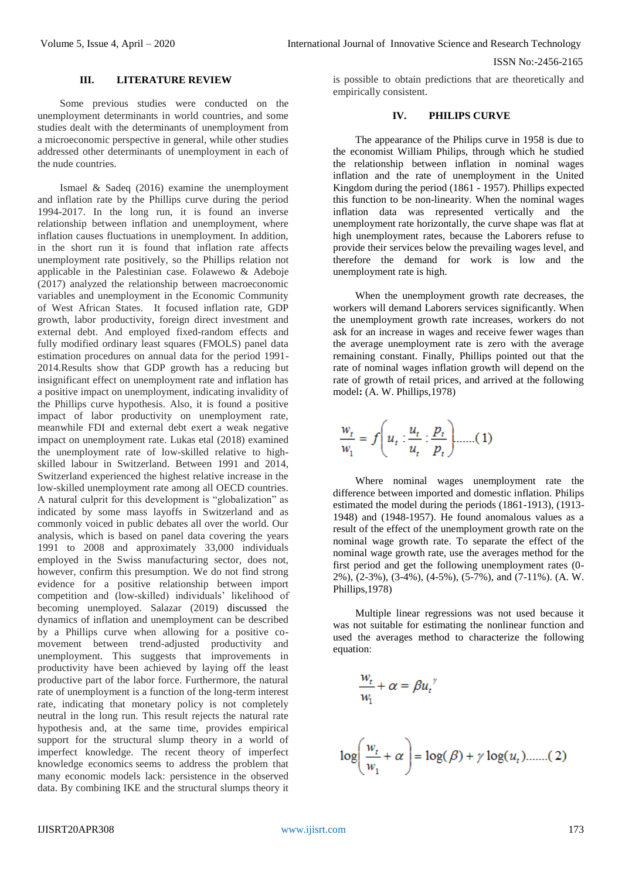## III. LITERATURE REVIEW

Some previous studies were conducted on the unemployment determinants in world countries, and some studies dealt with the determinants of unemployment from a microeconomic perspective in general, while other studies addressed other determinants of unemployment in each of the nude countries.

Ismael & Sadeq (2016) examine the unemployment and inflation rate by the Phillips curve during the period 1994-2017. In the long run, it is found an inverse relationship between inflation and unemployment, where inflation causes fluctuations in unemployment. In addition, in the short run it is found that inflation rate affects unemployment rate positively, so the Phillips relation not applicable in the Palestinian case. Folawewo & Adeboje (2017) analyzed the relationship between macroeconomic variables and unemployment in the Economic Community of West African States. It focused inflation rate, GDP growth, labor productivity, foreign direct investment and external debt. And employed fixed-random effects and fully modified ordinary least squares (FMOLS) panel data estimation procedures on annual data for the period 1991-2014.Results show that GDP growth has a reducing but insignificant effect on unemployment rate and inflation has a positive impact on unemployment, indicating invalidity of the Phillips curve hypothesis. Also, it is found a positive impact of labor productivity on unemployment rate, meanwhile FDI and external debt exert a weak negative impact on unemployment rate. Lukas etal (2018) examined the unemployment rate of low-skilled relative to high-skilled labour in Switzerland. Between 1991 and 2014, Switzerland experienced the highest relative increase in the low-skilled unemployment rate among all OECD countries. A natural culprit for this development is "globalization" as indicated by some mass layoffs in Switzerland and as commonly voiced in public debates all over the world. Our analysis, which is based on panel data covering the years 1991 to 2008 and approximately 33,000 individuals employed in the Swiss manufacturing sector, does not, however, confirm this presumption. We do not find strong evidence for a positive relationship between import competition and (low-skilled) individuals' likelihood of becoming unemployed. Salazar (2019) discussed the dynamics of inflation and unemployment can be described by a Phillips curve when allowing for a positive co-movement between trend-adjusted productivity and unemployment. This suggests that improvements in productivity have been achieved by laying off the least productive part of the labor force. Furthermore, the natural rate of unemployment is a function of the long-term interest rate, indicating that monetary policy is not completely neutral in the long run. This result rejects the natural rate hypothesis and, at the same time, provides empirical support for the structural slump theory in a world of imperfect knowledge. The recent theory of imperfect knowledge economics seems to address the problem that many economic models lack: persistence in the observed data. By combining IKE and the structural slumps theory it is possible to obtain predictions that are theoretically and empirically consistent.

## IV. PHILIPS CURVE

The appearance of the Philips curve in 1958 is due to the economist William Philips, through which he studied the relationship between inflation in nominal wages inflation and the rate of unemployment in the United Kingdom during the period (1861 - 1957). Phillips expected this function to be non-linearity. When the nominal wages inflation data was represented vertically and the unemployment rate horizontally, the curve shape was flat at high unemployment rates, because the Laborers refuse to provide their services below the prevailing wages level, and therefore the demand for work is low and the unemployment rate is high.

When the unemployment growth rate decreases, the workers will demand Laborers services significantly. When the unemployment growth rate increases, workers do not ask for an increase in wages and receive fewer wages than the average unemployment rate is zero with the average remaining constant. Finally, Phillips pointed out that the rate of nominal wages inflation growth will depend on the rate of growth of retail prices, and arrived at the following model**:** (A. W. Phillips,1978)

$$\frac{w_t}{w_1} = f\left(u_t : \frac{u_t}{u_t} : \frac{p_t}{p_t}\right) \ldots\ldots (1)$$

Where nominal wages unemployment rate the difference between imported and domestic inflation. Philips estimated the model during the periods (1861-1913), (1913-1948) and (1948-1957). He found anomalous values as a result of the effect of the unemployment growth rate on the nominal wage growth rate. To separate the effect of the nominal wage growth rate, use the averages method for the first period and get the following unemployment rates (0-2%), (2-3%), (3-4%), (4-5%), (5-7%), and (7-11%). (A. W. Phillips,1978)

Multiple linear regressions was not used because it was not suitable for estimating the nonlinear function and used the averages method to characterize the following equation:

$$\frac{w_t}{w_1} + \alpha = \beta u_t^{\gamma}$$

$$\log\left(\frac{w_t}{w_1} + \alpha\right) = \log(\beta) + \gamma \log(u_t) \ldots\ldots (2)$$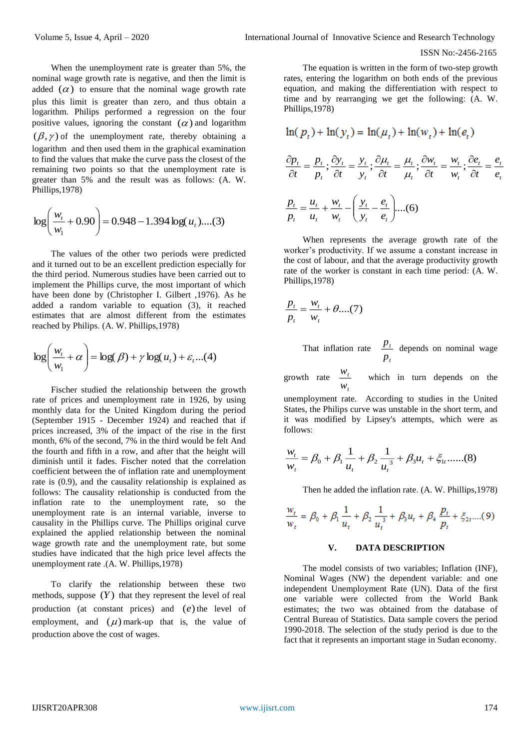When the unemployment rate is greater than 5%, the nominal wage growth rate is negative, and then the limit is added $(\alpha)$ to ensure that the nominal wage growth rate plus this limit is greater than zero, and thus obtain a logarithm. Philips performed a regression on the four positive values, ignoring the constant $(\alpha)$ and logarithm $(\beta, \gamma)$ of the unemployment rate, thereby obtaining a logarithm and then used them in the graphical examination to find the values that make the curve pass the closest of the remaining two points so that the unemployment rate is greater than 5% and the result was as follows: (A. W. Phillips,1978)

$$\log\left(\frac{w_t}{w_1} + 0.90\right) = 0.948 - 1.394\log(u_t)....(3)$$

The values of the other two periods were predicted and it turned out to be an excellent prediction especially for the third period. Numerous studies have been carried out to implement the Phillips curve, the most important of which have been done by (Christopher I. Gilbert ,1976). As he added a random variable to equation (3), it reached estimates that are almost different from the estimates reached by Philips. (A. W. Phillips,1978)

$$\log\left(\frac{w_t}{w_1} + \alpha\right) = \log(\beta) + \gamma\log(u_t) + \varepsilon_t...(4)$$

Fischer studied the relationship between the growth rate of prices and unemployment rate in 1926, by using monthly data for the United Kingdom during the period (September 1915 - December 1924) and reached that if prices increased, 3% of the impact of the rise in the first month, 6% of the second, 7% in the third would be felt And the fourth and fifth in a row, and after that the height will diminish until it fades. Fischer noted that the correlation coefficient between the of inflation rate and unemployment rate is (0.9), and the causality relationship is explained as follows: The causality relationship is conducted from the inflation rate to the unemployment rate, so the unemployment rate is an internal variable, inverse to causality in the Phillips curve. The Phillips original curve explained the applied relationship between the nominal wage growth rate and the unemployment rate, but some studies have indicated that the high price level affects the unemployment rate .(A. W. Phillips,1978)

To clarify the relationship between these two methods, suppose $(Y)$ that they represent the level of real production (at constant prices) and $(e)$ the level of employment, and $(\mu)$ mark-up that is, the value of production above the cost of wages.

The equation is written in the form of two-step growth rates, entering the logarithm on both ends of the previous equation, and making the differentiation with respect to time and by rearranging we get the following: (A. W. Phillips,1978)

$$\ln(p_t) + \ln(y_t) = \ln(\mu_t) + \ln(w_t) + \ln(e_t)$$

$$\frac{\partial p_t}{\partial t} = \frac{p_t}{p_t}; \frac{\partial y_t}{\partial t} = \frac{y_t}{y_t}; \frac{\partial \mu_t}{\partial t} = \frac{\mu_t}{\mu_t}; \frac{\partial w_t}{\partial t} = \frac{w_t}{w_t}; \frac{\partial e_t}{\partial t} = \frac{e_t}{e_t}$$

$$\frac{p_t}{p_t} = \frac{u_t}{u_t} + \frac{w_t}{w_t} - \left(\frac{y_t}{y_t} - \frac{e_t}{e_t}\right)....(6)$$

When represents the average growth rate of the worker's productivity. If we assume a constant increase in the cost of labour, and that the average productivity growth rate of the worker is constant in each time period: (A. W. Phillips,1978)

$$\frac{p_t}{p_t} = \frac{w_t}{w_t} + \theta....(7)$$

That inflation rate $\frac{p_t}{p_t}$ depends on nominal wage growth rate $\frac{w_t}{w_t}$ which in turn depends on the unemployment rate. According to studies in the United States, the Philips curve was unstable in the short term, and it was modified by Lipsey's attempts, which were as follows:

$$\frac{w_t}{w_t} = \beta_0 + \beta_1\frac{1}{u_t} + \beta_2\frac{1}{u_t^3} + \beta_3 u_t + \xi_{1t}......(8)$$

Then he added the inflation rate. (A. W. Phillips,1978)

$$\frac{w_t}{w_t} = \beta_0 + \beta_1\frac{1}{u_t} + \beta_2\frac{1}{u_t^3} + \beta_3 u_t + \beta_4\frac{p_t}{p_t} + \xi_{2t}....(9)$$

## V. DATA DESCRIPTION

The model consists of two variables; Inflation (INF), Nominal Wages (NW) the dependent variable: and one independent Unemployment Rate (UN). Data of the first one variable were collected from the World Bank estimates; the two was obtained from the database of Central Bureau of Statistics. Data sample covers the period 1990-2018. The selection of the study period is due to the fact that it represents an important stage in Sudan economy.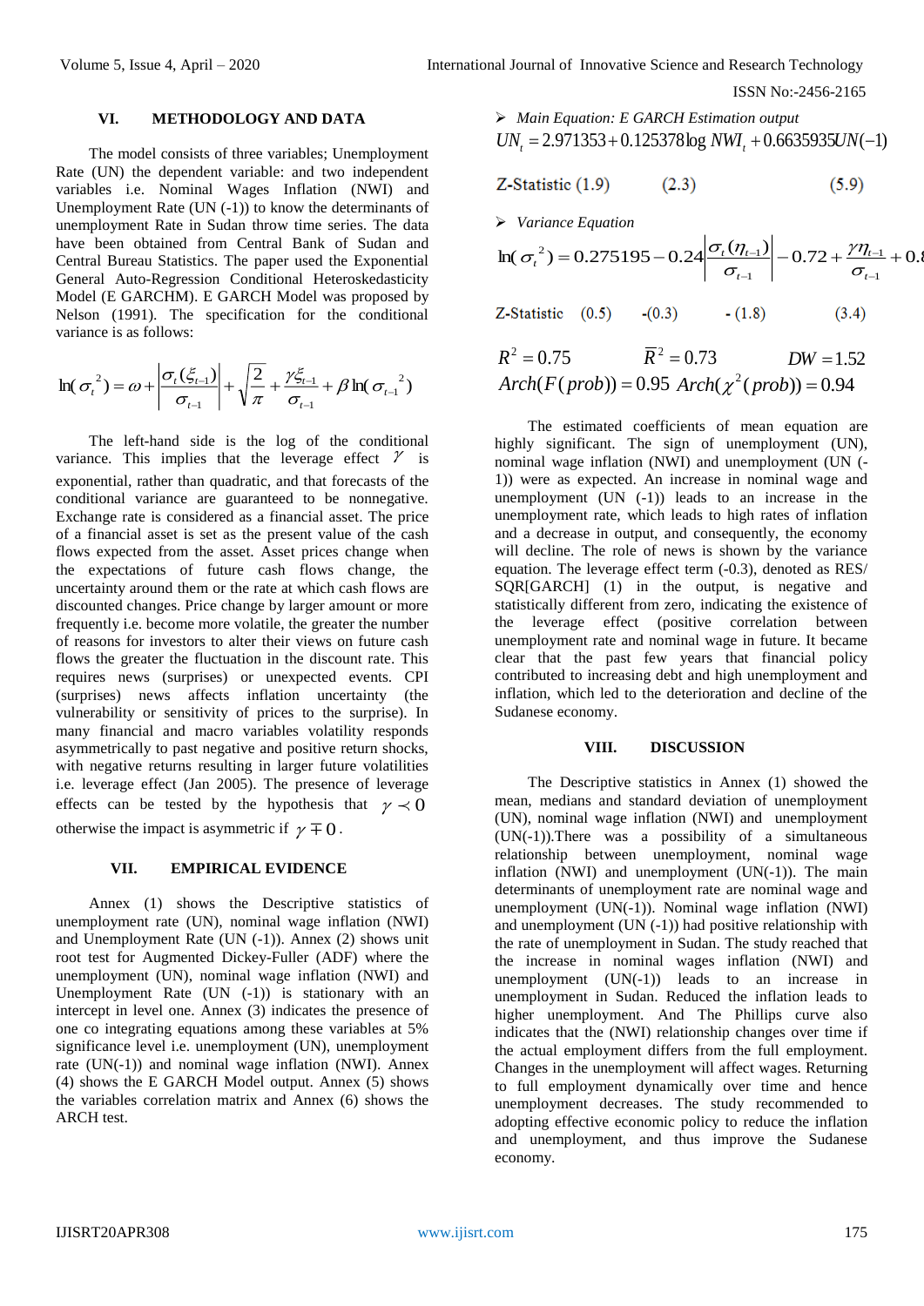## VI. METHODOLOGY AND DATA

The model consists of three variables; Unemployment Rate (UN) the dependent variable: and two independent variables i.e. Nominal Wages Inflation (NWI) and Unemployment Rate (UN (-1)) to know the determinants of unemployment Rate in Sudan throw time series. The data have been obtained from Central Bank of Sudan and Central Bureau Statistics. The paper used the Exponential General Auto-Regression Conditional Heteroskedasticity Model (E GARCHM). E GARCH Model was proposed by Nelson (1991). The specification for the conditional variance is as follows:

$$\ln(\sigma_t^{\ 2}) = \omega + \left|\frac{\sigma_t(\xi_{t-1})}{\sigma_{t-1}}\right| + \sqrt{\frac{2}{\pi}} + \frac{\gamma\xi_{t-1}}{\sigma_{t-1}} + \beta\ln(\sigma_{t-1}^{\ 2})$$

The left-hand side is the log of the conditional variance. This implies that the leverage effect $\gamma$ is exponential, rather than quadratic, and that forecasts of the conditional variance are guaranteed to be nonnegative. Exchange rate is considered as a financial asset. The price of a financial asset is set as the present value of the cash flows expected from the asset. Asset prices change when the expectations of future cash flows change, the uncertainty around them or the rate at which cash flows are discounted changes. Price change by larger amount or more frequently i.e. become more volatile, the greater the number of reasons for investors to alter their views on future cash flows the greater the fluctuation in the discount rate. This requires news (surprises) or unexpected events. CPI (surprises) news affects inflation uncertainty (the volatility or sensitivity of prices to the surprise). In many financial and macro variables volatility responds asymmetrically to past negative and positive return shocks, with negative returns resulting in larger future volatilities i.e. leverage effect (Jan 2005). The presence of leverage effects can be tested by the hypothesis that $\gamma \prec 0$ otherwise the impact is asymmetric if $\gamma \mp 0$.

## VII. EMPIRICAL EVIDENCE

Annex (1) shows the Descriptive statistics of unemployment rate (UN), nominal wage inflation (NWI) and Unemployment Rate (UN (-1)). Annex (2) shows unit root test for Augmented Dickey-Fuller (ADF) where the unemployment (UN), nominal wage inflation (NWI) and Unemployment Rate (UN (-1)) is stationary with an intercept in level one. Annex (3) indicates the presence of one co integrating equations among these variables at 5% significance level i.e. unemployment (UN), unemployment rate (UN(-1)) and nominal wage inflation (NWI). Annex (4) shows the E GARCH Model output. Annex (5) shows the variables correlation matrix and Annex (6) shows the ARCH test.

- *Main Equation: E GARCH Estimation output*

$$UN_t = 2.971353 + 0.125378\log NWI_t + 0.6635935UN(-1)$$

Z-Statistic (1.9) (2.3) (5.9)

- *Variance Equation*

$$\ln(\sigma_t^{\ 2}) = 0.275195 - 0.24\left|\frac{\sigma_t(\eta_{t-1})}{\sigma_{t-1}}\right| - 0.72 + \frac{\gamma\eta_{t-1}}{\sigma_{t-1}} + 0.8$$

Z-Statistic (0.5) -(0.3) - (1.8) (3.4)

$R^2 = 0.75$ $\quad \bar{R}^2 = 0.73$ $\quad DW = 1.52$

$Arch(F(prob)) = 0.95$ $\quad Arch(\chi^2(prob)) = 0.94$

The estimated coefficients of mean equation are highly significant. The sign of unemployment (UN), nominal wage inflation (NWI) and unemployment (UN (-1)) were as expected. An increase in nominal wage and unemployment (UN (-1)) leads to an increase in the unemployment rate, which leads to high rates of inflation and a decrease in output, and consequently, the economy will decline. The role of news is shown by the variance equation. The leverage effect term (-0.3), denoted as RES/ SQR[GARCH] (1) in the output, is negative and statistically different from zero, indicating the existence of the leverage effect (positive correlation between unemployment rate and nominal wage in future. It became clear that the past few years that financial policy contributed to increasing debt and high unemployment and inflation, which led to the deterioration and decline of the Sudanese economy.

## VIII. DISCUSSION

The Descriptive statistics in Annex (1) showed the mean, medians and standard deviation of unemployment (UN), nominal wage inflation (NWI) and unemployment (UN(-1)).There was a possibility of a simultaneous relationship between unemployment, nominal wage inflation (NWI) and unemployment (UN(-1)). The main determinants of unemployment rate are nominal wage and unemployment (UN(-1)). Nominal wage inflation (NWI) and unemployment (UN (-1)) had positive relationship with the rate of unemployment in Sudan. The study reached that the increase in nominal wages inflation (NWI) and unemployment (UN(-1)) leads to an increase in unemployment in Sudan. Reduced the inflation leads to higher unemployment. And The Phillips curve also indicates that the (NWI) relationship changes over time if the actual employment differs from the full employment. Changes in the unemployment will affect wages. Returning to full employment dynamically over time and hence unemployment decreases. The study recommended to adopting effective economic policy to reduce the inflation and unemployment, and thus improve the Sudanese economy.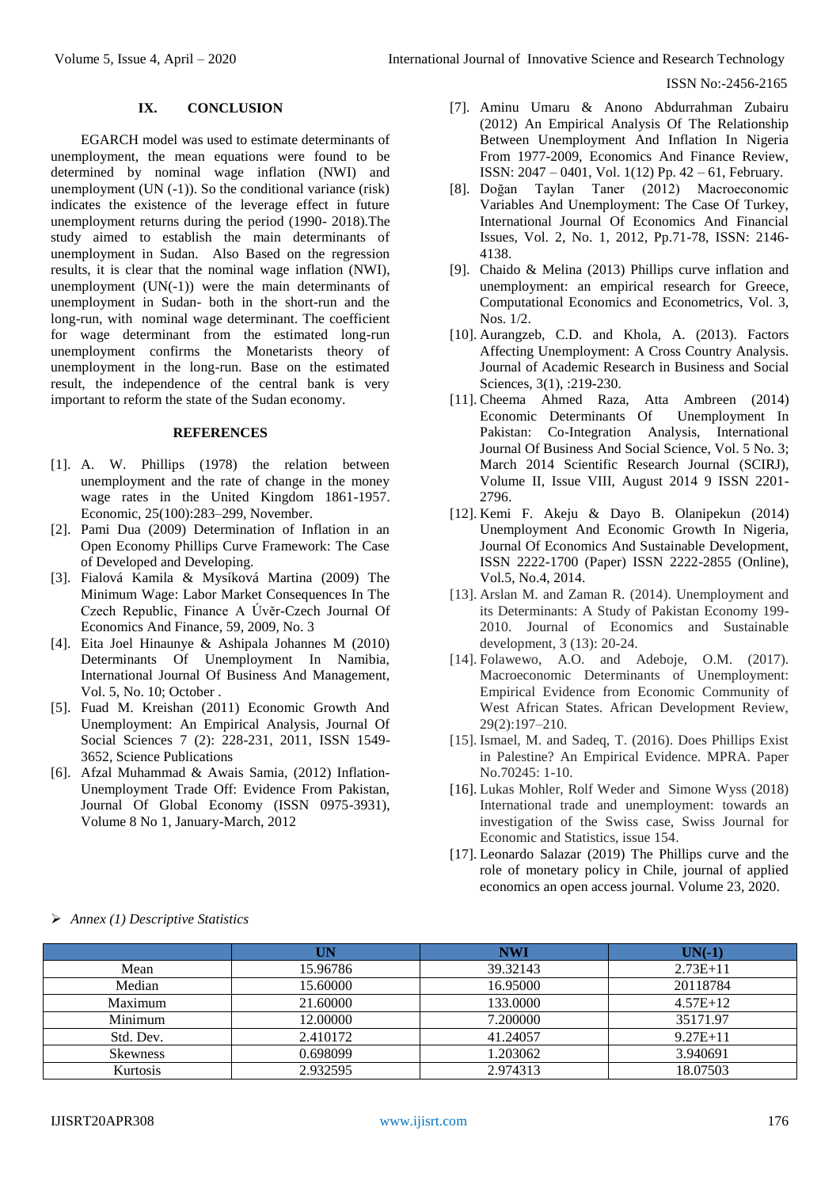## IX. CONCLUSION

EGARCH model was used to estimate determinants of unemployment, the mean equations were found to be determined by nominal wage inflation (NWI) and unemployment (UN (-1)). So the conditional variance (risk) indicates the existence of the leverage effect in future unemployment returns during the period (1990- 2018).The study aimed to establish the main determinants of unemployment in Sudan. Also Based on the regression results, it is clear that the nominal wage inflation (NWI), unemployment (UN(-1)) were the main determinants of unemployment in Sudan- both in the short-run and the long-run, with nominal wage determinant. The coefficient for wage determinant from the estimated long-run unemployment confirms the Monetarists theory of unemployment in the long-run. Base on the estimated result, the independence of the central bank is very important to reform the state of the Sudan economy.

## REFERENCES

[1]. A. W. Phillips (1978) the relation between unemployment and the rate of change in the money wage rates in the United Kingdom 1861-1957. Economic, 25(100):283–299, November.

[2]. Pami Dua (2009) Determination of Inflation in an Open Economy Phillips Curve Framework: The Case of Developed and Developing.

[3]. Fialová Kamila & Mysíková Martina (2009) The Minimum Wage: Labor Market Consequences In The Czech Republic, Finance A Úvěr-Czech Journal Of Economics And Finance, 59, 2009, No. 3

[4]. Eita Joel Hinaunye & Ashipala Johannes M (2010) Determinants Of Unemployment In Namibia, International Journal Of Business And Management, Vol. 5, No. 10; October .

[5]. Fuad M. Kreishan (2011) Economic Growth And Unemployment: An Empirical Analysis, Journal Of Social Sciences 7 (2): 228-231, 2011, ISSN 1549-3652, Science Publications

[6]. Afzal Muhammad & Awais Samia, (2012) Inflation-Unemployment Trade Off: Evidence From Pakistan, Journal Of Global Economy (ISSN 0975-3931), Volume 8 No 1, January-March, 2012

[7]. Aminu Umaru & Anono Abdurrahman Zubairu (2012) An Empirical Analysis Of The Relationship Between Unemployment And Inflation In Nigeria From 1977-2009, Economics And Finance Review, ISSN: 2047 – 0401, Vol. 1(12) Pp. 42 – 61, February.

[8]. Doğan Taylan Taner (2012) Macroeconomic Variables And Unemployment: The Case Of Turkey, International Journal Of Economics And Financial Issues, Vol. 2, No. 1, 2012, Pp.71-78, ISSN: 2146-4138.

[9]. Chaido & Melina (2013) Phillips curve inflation and unemployment: an empirical research for Greece, Computational Economics and Econometrics, Vol. 3, Nos. 1/2.

[10]. Aurangzeb, C.D. and Khola, A. (2013). Factors Affecting Unemployment: A Cross Country Analysis. Journal of Academic Research in Business and Social Sciences, 3(1), :219-230.

[11]. Cheema Ahmed Raza, Atta Ambreen (2014) Economic Determinants Of Unemployment In Pakistan: Co-Integration Analysis, International Journal Of Business And Social Science, Vol. 5 No. 3; March 2014 Scientific Research Journal (SCIRJ), Volume II, Issue VIII, August 2014 9 ISSN 2201-2796.

[12]. Kemi F. Akeju & Dayo B. Olanipekun (2014) Unemployment And Economic Growth In Nigeria, Journal Of Economics And Sustainable Development, ISSN 2222-1700 (Paper) ISSN 2222-2855 (Online), Vol.5, No.4, 2014.

[13]. Arslan M. and Zaman R. (2014). Unemployment and its Determinants: A Study of Pakistan Economy 199-2010. Journal of Economics and Sustainable development, 3 (13): 20-24.

[14]. Folawewo, A.O. and Adeboje, O.M. (2017). Macroeconomic Determinants of Unemployment: Empirical Evidence from Economic Community of West African States. African Development Review, 29(2):197–210.

[15]. Ismael, M. and Sadeq, T. (2016). Does Phillips Exist in Palestine? An Empirical Evidence. MPRA. Paper No.70245: 1-10.

[16]. Lukas Mohler, Rolf Weder and Simone Wyss (2018) International trade and unemployment: towards an investigation of the Swiss case, Swiss Journal for Economic and Statistics, issue 154.

[17]. Leonardo Salazar (2019) The Phillips curve and the role of monetary policy in Chile, journal of applied economics an open access journal. Volume 23, 2020.

- *Annex (1) Descriptive Statistics*

| | UN | NWI | UN(-1) |
|---|---|---|---|
| Mean | 15.96786 | 39.32143 | 2.73E+11 |
| Median | 15.60000 | 16.95000 | 20118784 |
| Maximum | 21.60000 | 133.0000 | 4.57E+12 |
| Minimum | 12.00000 | 7.200000 | 35171.97 |
| Std. Dev. | 2.410172 | 41.24057 | 9.27E+11 |
| Skewness | 0.698099 | 1.203062 | 3.940691 |
| Kurtosis | 2.932595 | 2.974313 | 18.07503 |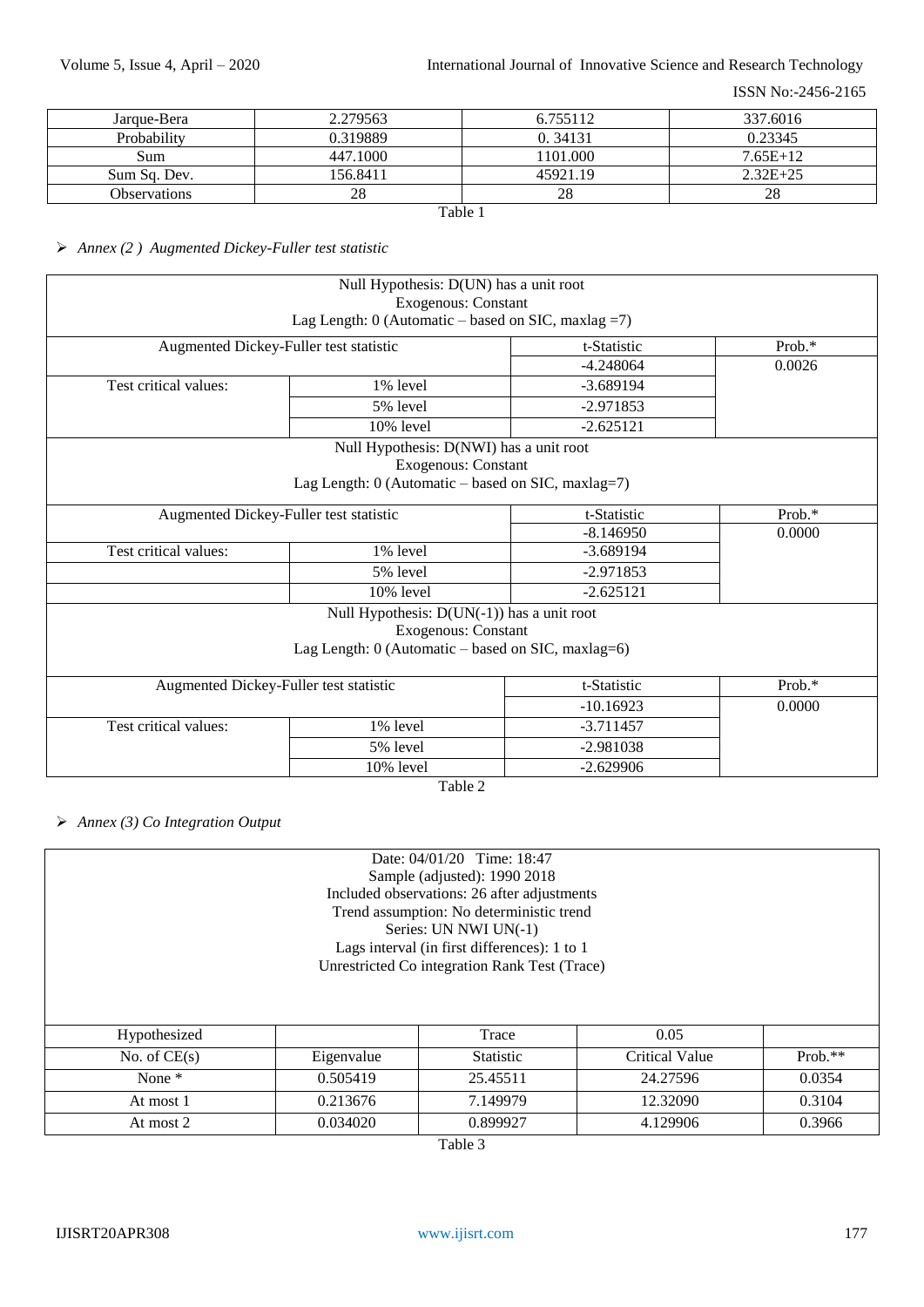| Jarque-Bera | 2.279563 | 6.755112 | 337.6016 |
|---|---|---|---|
| Probability | 0.319889 | 0. 34131 | 0.23345 |
| Sum | 447.1000 | 1101.000 | 7.65E+12 |
| Sum Sq. Dev. | 156.8411 | 45921.19 | 2.32E+25 |
| Observations | 28 | 28 | 28 |

Table 1

- *Annex (2 ) Augmented Dickey-Fuller test statistic*

| Null Hypothesis: D(UN) has a unit root<br>Exogenous: Constant<br>Lag Length: 0 (Automatic – based on SIC, maxlag =7) | | | |
|---|---|---|---|
| Augmented Dickey-Fuller test statistic | | t-Statistic | Prob.* |
| | | -4.248064 | 0.0026 |
| Test critical values: | 1% level | -3.689194 | |
| | 5% level | -2.971853 | |
| | 10% level | -2.625121 | |
| Null Hypothesis: D(NWI) has a unit root<br>Exogenous: Constant<br>Lag Length: 0 (Automatic – based on SIC, maxlag=7) | | | |
| Augmented Dickey-Fuller test statistic | | t-Statistic | Prob.* |
| | | -8.146950 | 0.0000 |
| Test critical values: | 1% level | -3.689194 | |
| | 5% level | -2.971853 | |
| | 10% level | -2.625121 | |
| Null Hypothesis: D(UN(-1)) has a unit root<br>Exogenous: Constant<br>Lag Length: 0 (Automatic – based on SIC, maxlag=6) | | | |
| Augmented Dickey-Fuller test statistic | | t-Statistic | Prob.* |
| | | -10.16923 | 0.0000 |
| Test critical values: | 1% level | -3.711457 | |
| | 5% level | -2.981038 | |
| | 10% level | -2.629906 | |

Table 2

- *Annex (3) Co Integration Output*

| Date: 04/01/20 Time: 18:47<br>Sample (adjusted): 1990 2018<br>Included observations: 26 after adjustments<br>Trend assumption: No deterministic trend<br>Series: UN NWI UN(-1)<br>Lags interval (in first differences): 1 to 1<br>Unrestricted Co integration Rank Test (Trace) | | | | |
|---|---|---|---|---|
| Hypothesized | | Trace | 0.05 | |
| No. of CE(s) | Eigenvalue | Statistic | Critical Value | Prob.** |
| None * | 0.505419 | 25.45511 | 24.27596 | 0.0354 |
| At most 1 | 0.213676 | 7.149979 | 12.32090 | 0.3104 |
| At most 2 | 0.034020 | 0.899927 | 4.129906 | 0.3966 |

Table 3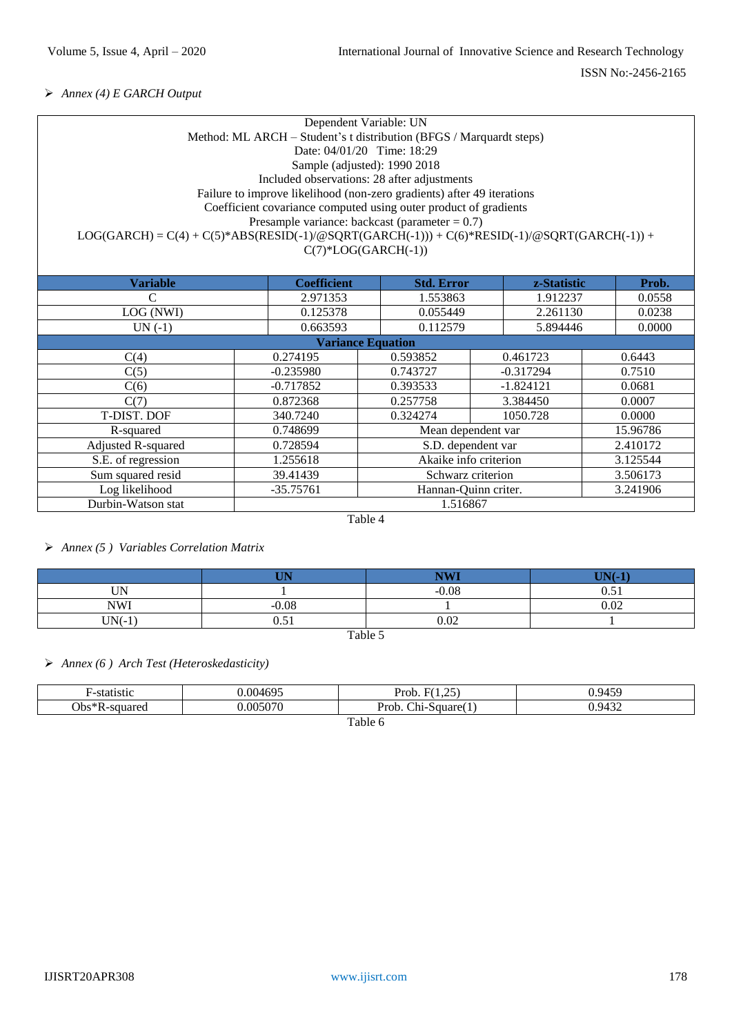- *Annex (4) E GARCH Output*

Dependent Variable: UN
Method: ML ARCH – Student's t distribution (BFGS / Marquardt steps)
Date: 04/01/20 Time: 18:29
Sample (adjusted): 1990 2018
Included observations: 28 after adjustments
Failure to improve likelihood (non-zero gradients) after 49 iterations
Coefficient covariance computed using outer product of gradients
Presample variance: backcast (parameter = 0.7)
LOG(GARCH) = C(4) + C(5)*ABS(RESID(-1)/@SQRT(GARCH(-1))) + C(6)*RESID(-1)/@SQRT(GARCH(-1)) + C(7)*LOG(GARCH(-1))

| Variable | Coefficient | Std. Error | z-Statistic | Prob. |
|---|---|---|---|---|
| C | 2.971353 | 1.553863 | 1.912237 | 0.0558 |
| LOG (NWI) | 0.125378 | 0.055449 | 2.261130 | 0.0238 |
| UN (-1) | 0.663593 | 0.112579 | 5.894446 | 0.0000 |
| **Variance Equation** | | | | |
| C(4) | 0.274195 | 0.593852 | 0.461723 | 0.6443 |
| C(5) | -0.235980 | 0.743727 | -0.317294 | 0.7510 |
| C(6) | -0.717852 | 0.393533 | -1.824121 | 0.0681 |
| C(7) | 0.872368 | 0.257758 | 3.384450 | 0.0007 |
| T-DIST. DOF | 340.7240 | 0.324274 | 1050.728 | 0.0000 |
| R-squared | 0.748699 | Mean dependent var | | 15.96786 |
| Adjusted R-squared | 0.728594 | S.D. dependent var | | 2.410172 |
| S.E. of regression | 1.255618 | Akaike info criterion | | 3.125544 |
| Sum squared resid | 39.41439 | Schwarz criterion | | 3.506173 |
| Log likelihood | -35.75761 | Hannan-Quinn criter. | | 3.241906 |
| Durbin-Watson stat | 1.516867 | | | |

Table 4

- *Annex (5 ) Variables Correlation Matrix*

| | UN | NWI | UN(-1) |
|---|---|---|---|
| UN | 1 | -0.08 | 0.51 |
| NWI | -0.08 | 1 | 0.02 |
| UN(-1) | 0.51 | 0.02 | 1 |

Table 5

- *Annex (6 ) Arch Test (Heteroskedasticity)*

| | | | |
|---|---|---|---|
| F-statistic | 0.004695 | Prob. F(1,25) | 0.9459 |
| Obs*R-squared | 0.005070 | Prob. Chi-Square(1) | 0.9432 |

Table 6